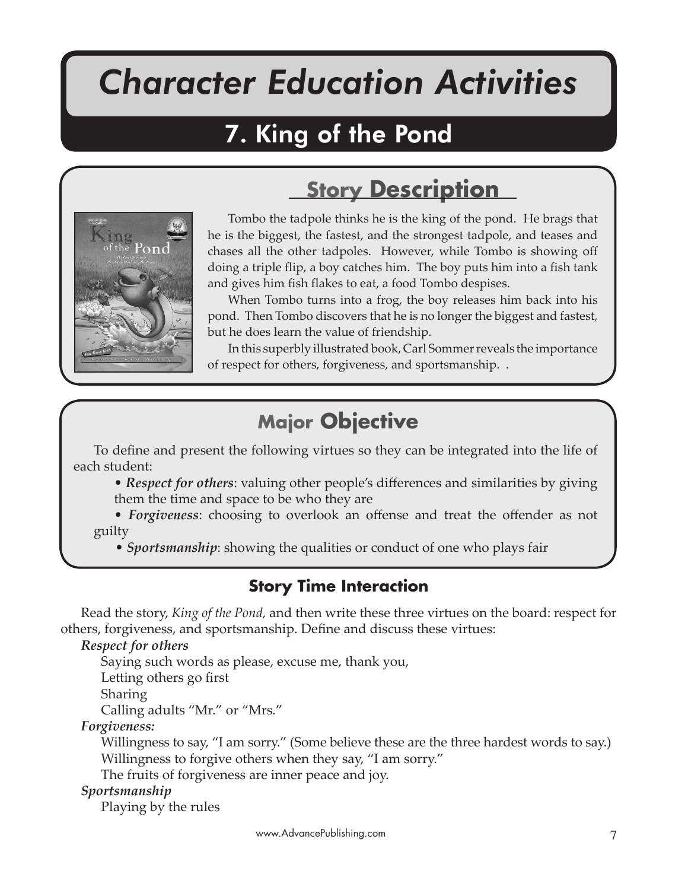# Character Education Activities

## 7. King of the Pond

## Story Description

Tombo the tadpole thinks he is the king of the pond. He brags that he is the biggest, the fastest, and the strongest tadpole, and teases and chases all the other tadpoles. However, while Tombo is showing off doing a triple flip, a boy catches him. The boy puts him into a fish tank and gives him fish flakes to eat, a food Tombo despises.

When Tombo turns into a frog, the boy releases him back into his pond. Then Tombo discovers that he is no longer the biggest and fastest, but he does learn the value of friendship.

In this superbly illustrated book, Carl Sommer reveals the importance of respect for others, forgiveness, and sportsmanship. .

## Major Objective

To define and present the following virtues so they can be integrated into the life of each student:

- ***Respect for others***: valuing other people's differences and similarities by giving them the time and space to be who they are
- ***Forgiveness***: choosing to overlook an offense and treat the offender as not guilty
- ***Sportsmanship***: showing the qualities or conduct of one who plays fair

### Story Time Interaction

Read the story, *King of the Pond,* and then write these three virtues on the board: respect for others, forgiveness, and sportsmanship. Define and discuss these virtues:

***Respect for others***

Saying such words as please, excuse me, thank you,
Letting others go first
Sharing
Calling adults "Mr." or "Mrs."

***Forgiveness:***

Willingness to say, "I am sorry." (Some believe these are the three hardest words to say.)
Willingness to forgive others when they say, "I am sorry."
The fruits of forgiveness are inner peace and joy.

***Sportsmanship***

Playing by the rules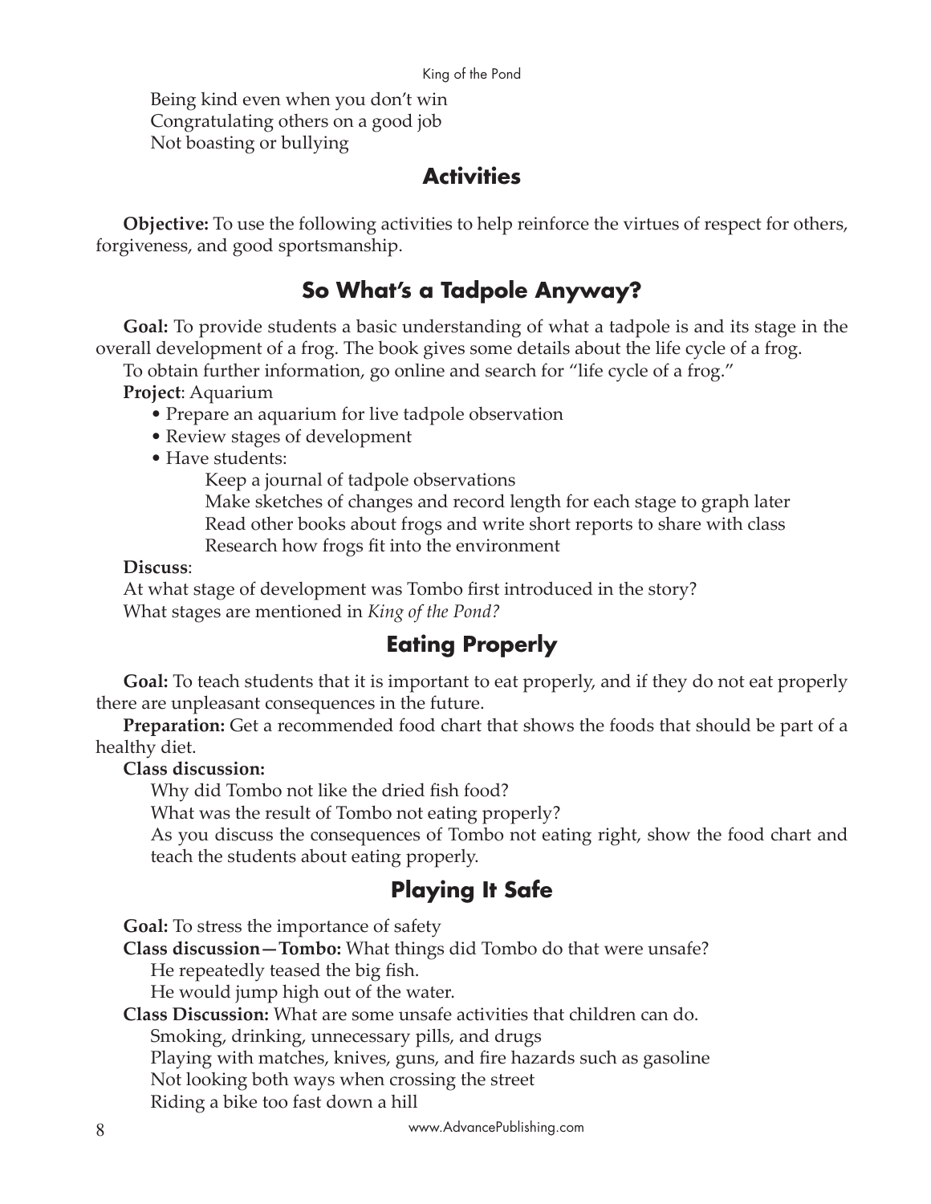Being kind even when you don't win
Congratulating others on a good job
Not boasting or bullying

## Activities

**Objective:** To use the following activities to help reinforce the virtues of respect for others, forgiveness, and good sportsmanship.

### So What's a Tadpole Anyway?

**Goal:** To provide students a basic understanding of what a tadpole is and its stage in the overall development of a frog. The book gives some details about the life cycle of a frog.

To obtain further information, go online and search for "life cycle of a frog."

**Project**: Aquarium

- Prepare an aquarium for live tadpole observation
- Review stages of development
- Have students:
  - Keep a journal of tadpole observations
  - Make sketches of changes and record length for each stage to graph later
  - Read other books about frogs and write short reports to share with class
  - Research how frogs fit into the environment

**Discuss**:

At what stage of development was Tombo first introduced in the story?
What stages are mentioned in *King of the Pond?*

### Eating Properly

**Goal:** To teach students that it is important to eat properly, and if they do not eat properly there are unpleasant consequences in the future.

**Preparation:** Get a recommended food chart that shows the foods that should be part of a healthy diet.

**Class discussion:**

Why did Tombo not like the dried fish food?
What was the result of Tombo not eating properly?
As you discuss the consequences of Tombo not eating right, show the food chart and teach the students about eating properly.

### Playing It Safe

**Goal:** To stress the importance of safety

**Class discussion—Tombo:** What things did Tombo do that were unsafe?

He repeatedly teased the big fish.
He would jump high out of the water.

**Class Discussion:** What are some unsafe activities that children can do.

Smoking, drinking, unnecessary pills, and drugs
Playing with matches, knives, guns, and fire hazards such as gasoline
Not looking both ways when crossing the street
Riding a bike too fast down a hill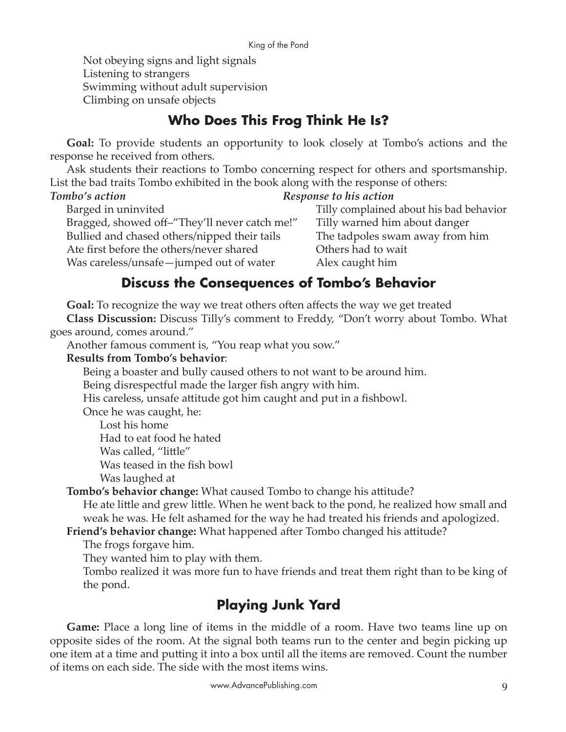Not obeying signs and light signals
Listening to strangers
Swimming without adult supervision
Climbing on unsafe objects

## Who Does This Frog Think He Is?

**Goal:** To provide students an opportunity to look closely at Tombo's actions and the response he received from others.

Ask students their reactions to Tombo concerning respect for others and sportsmanship. List the bad traits Tombo exhibited in the book along with the response of others:

| *Tombo's action* | *Response to his action* |
| --- | --- |
| Barged in uninvited | Tilly complained about his bad behavior |
| Bragged, showed off–"They'll never catch me!" | Tilly warned him about danger |
| Bullied and chased others/nipped their tails | The tadpoles swam away from him |
| Ate first before the others/never shared | Others had to wait |
| Was careless/unsafe—jumped out of water | Alex caught him |

## Discuss the Consequences of Tombo's Behavior

**Goal:** To recognize the way we treat others often affects the way we get treated

**Class Discussion:** Discuss Tilly's comment to Freddy, "Don't worry about Tombo. What goes around, comes around."

Another famous comment is, "You reap what you sow."

**Results from Tombo's behavior**:

- Being a boaster and bully caused others to not want to be around him.
- Being disrespectful made the larger fish angry with him.
- His careless, unsafe attitude got him caught and put in a fishbowl.
- Once he was caught, he:
  - Lost his home
  - Had to eat food he hated
  - Was called, "little"
  - Was teased in the fish bowl
  - Was laughed at

**Tombo's behavior change:** What caused Tombo to change his attitude?

He ate little and grew little. When he went back to the pond, he realized how small and weak he was. He felt ashamed for the way he had treated his friends and apologized.

**Friend's behavior change:** What happened after Tombo changed his attitude?

- The frogs forgave him.
- They wanted him to play with them.
- Tombo realized it was more fun to have friends and treat them right than to be king of the pond.

## Playing Junk Yard

**Game:** Place a long line of items in the middle of a room. Have two teams line up on opposite sides of the room. At the signal both teams run to the center and begin picking up one item at a time and putting it into a box until all the items are removed. Count the number of items on each side. The side with the most items wins.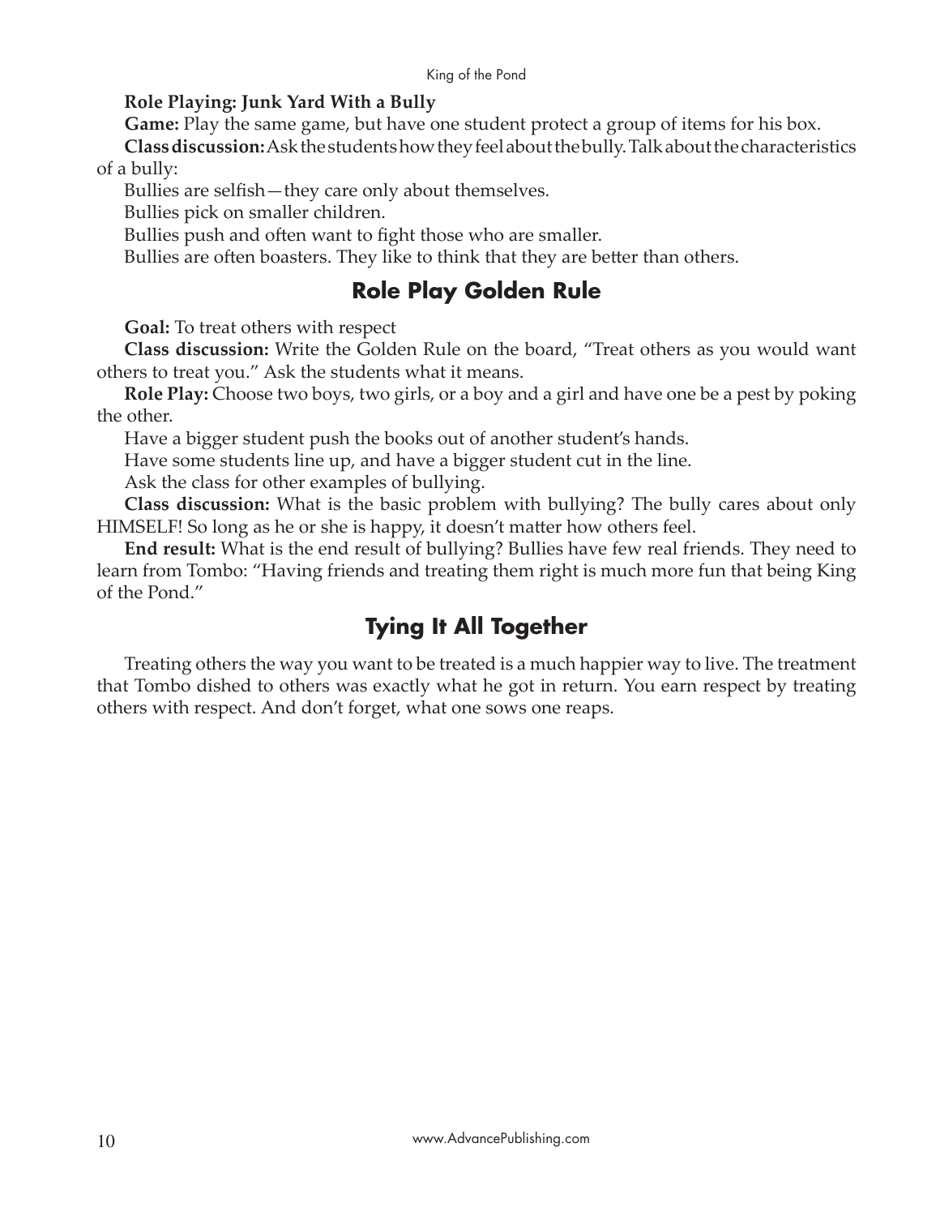**Role Playing: Junk Yard With a Bully**

**Game:** Play the same game, but have one student protect a group of items for his box.

**Class discussion:** Ask the students how they feel about the bully. Talk about the characteristics of a bully:

Bullies are selfish—they care only about themselves.

Bullies pick on smaller children.

Bullies push and often want to fight those who are smaller.

Bullies are often boasters. They like to think that they are better than others.

## Role Play Golden Rule

**Goal:** To treat others with respect

**Class discussion:** Write the Golden Rule on the board, "Treat others as you would want others to treat you." Ask the students what it means.

**Role Play:** Choose two boys, two girls, or a boy and a girl and have one be a pest by poking the other.

Have a bigger student push the books out of another student's hands.

Have some students line up, and have a bigger student cut in the line.

Ask the class for other examples of bullying.

**Class discussion:** What is the basic problem with bullying? The bully cares about only HIMSELF! So long as he or she is happy, it doesn't matter how others feel.

**End result:** What is the end result of bullying? Bullies have few real friends. They need to learn from Tombo: "Having friends and treating them right is much more fun that being King of the Pond."

## Tying It All Together

Treating others the way you want to be treated is a much happier way to live. The treatment that Tombo dished to others was exactly what he got in return. You earn respect by treating others with respect. And don't forget, what one sows one reaps.